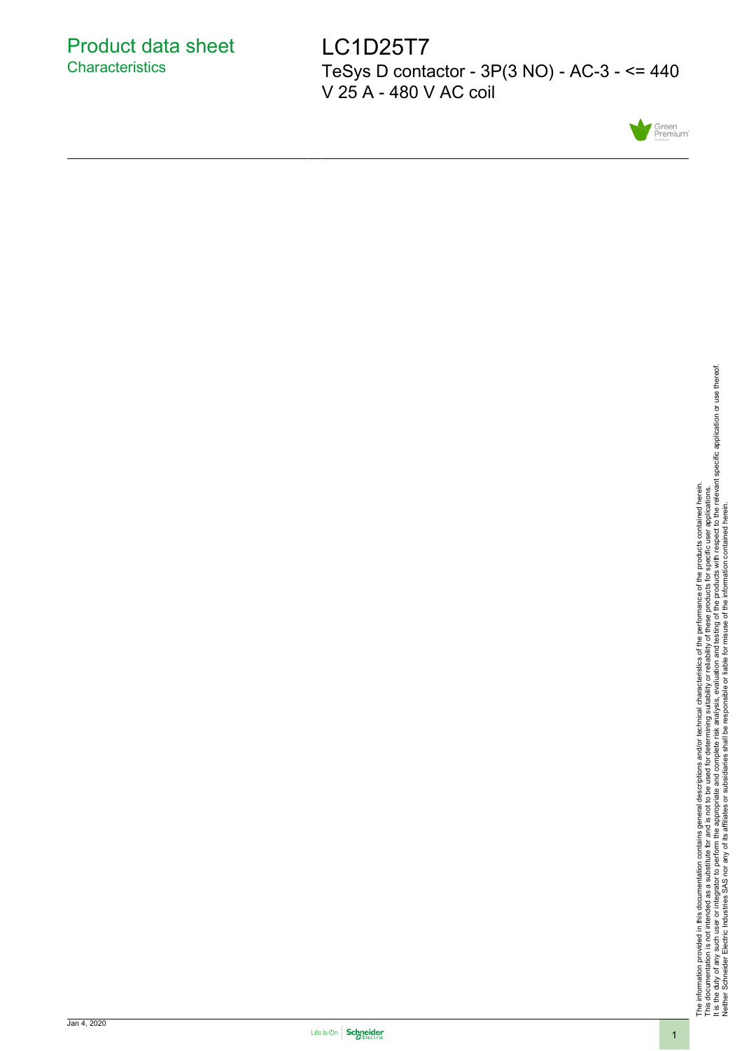# Product data sheet

## Characteristics

# LC1D25T7

TeSys D contactor - 3P(3 NO) - AC-3 - <= 440 V 25 A - 480 V AC coil

Green Premium

The information provided in this documentation contains general descriptions and/or technical characteristics of the performance of the products contained herein.
This documentation is not intended as a substitute for and is not to be used for determining suitability or reliability of these products for specific user applications.
It is the duty of any such user or integrator to perform the appropriate and complete risk analysis, evaluation and testing of the products with respect to the relevant specific application or use thereof.
Neither Schneider Electric Industries SAS nor any of its affiliates or subsidiaries shall be responsible or liable for misuse of the information contained herein.

Jan 4, 2020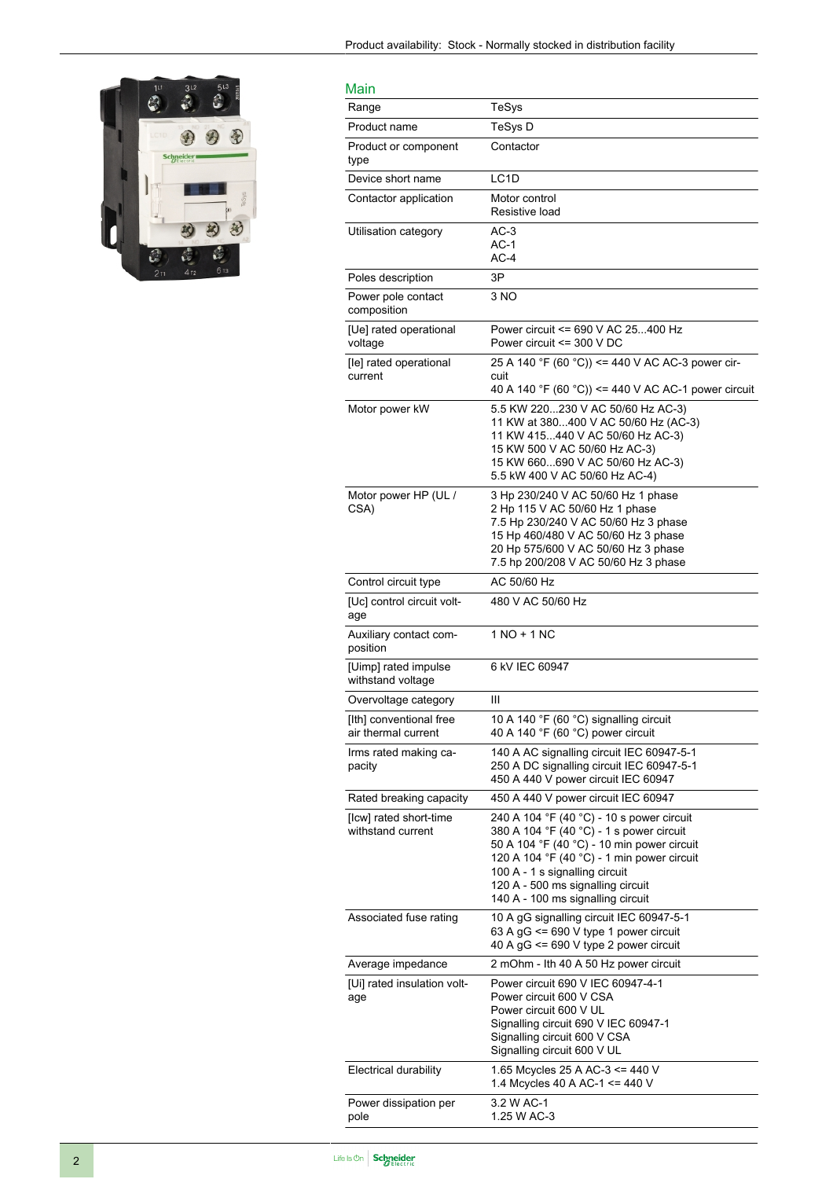## Main

| | |
|---|---|
| Range | TeSys |
| Product name | TeSys D |
| Product or component type | Contactor |
| Device short name | LC1D |
| Contactor application | Motor control<br>Resistive load |
| Utilisation category | AC-3<br>AC-1<br>AC-4 |
| Poles description | 3P |
| Power pole contact composition | 3 NO |
| [Ue] rated operational voltage | Power circuit <= 690 V AC 25...400 Hz<br>Power circuit <= 300 V DC |
| [Ie] rated operational current | 25 A 140 °F (60 °C)) <= 440 V AC AC-3 power circuit<br>40 A 140 °F (60 °C)) <= 440 V AC AC-1 power circuit |
| Motor power kW | 5.5 KW 220...230 V AC 50/60 Hz AC-3)<br>11 KW at 380...400 V AC 50/60 Hz (AC-3)<br>11 KW 415...440 V AC 50/60 Hz AC-3)<br>15 KW 500 V AC 50/60 Hz AC-3)<br>15 KW 660...690 V AC 50/60 Hz AC-3)<br>5.5 kW 400 V AC 50/60 Hz AC-4) |
| Motor power HP (UL / CSA) | 3 Hp 230/240 V AC 50/60 Hz 1 phase<br>2 Hp 115 V AC 50/60 Hz 1 phase<br>7.5 Hp 230/240 V AC 50/60 Hz 3 phase<br>15 Hp 460/480 V AC 50/60 Hz 3 phase<br>20 Hp 575/600 V AC 50/60 Hz 3 phase<br>7.5 hp 200/208 V AC 50/60 Hz 3 phase |
| Control circuit type | AC 50/60 Hz |
| [Uc] control circuit voltage | 480 V AC 50/60 Hz |
| Auxiliary contact composition | 1 NO + 1 NC |
| [Uimp] rated impulse withstand voltage | 6 kV IEC 60947 |
| Overvoltage category | III |
| [Ith] conventional free air thermal current | 10 A 140 °F (60 °C) signalling circuit<br>40 A 140 °F (60 °C) power circuit |
| Irms rated making capacity | 140 A AC signalling circuit IEC 60947-5-1<br>250 A DC signalling circuit IEC 60947-5-1<br>450 A 440 V power circuit IEC 60947 |
| Rated breaking capacity | 450 A 440 V power circuit IEC 60947 |
| [Icw] rated short-time withstand current | 240 A 104 °F (40 °C) - 10 s power circuit<br>380 A 104 °F (40 °C) - 1 s power circuit<br>50 A 104 °F (40 °C) - 10 min power circuit<br>120 A 104 °F (40 °C) - 1 min power circuit<br>100 A - 1 s signalling circuit<br>120 A - 500 ms signalling circuit<br>140 A - 100 ms signalling circuit |
| Associated fuse rating | 10 A gG signalling circuit IEC 60947-5-1<br>63 A gG <= 690 V type 1 power circuit<br>40 A gG <= 690 V type 2 power circuit |
| Average impedance | 2 mOhm - Ith 40 A 50 Hz power circuit |
| [Ui] rated insulation voltage | Power circuit 690 V IEC 60947-4-1<br>Power circuit 600 V CSA<br>Power circuit 600 V UL<br>Signalling circuit 690 V IEC 60947-1<br>Signalling circuit 600 V CSA<br>Signalling circuit 600 V UL |
| Electrical durability | 1.65 Mcycles 25 A AC-3 <= 440 V<br>1.4 Mcycles 40 A AC-1 <= 440 V |
| Power dissipation per pole | 3.2 W AC-1<br>1.25 W AC-3 |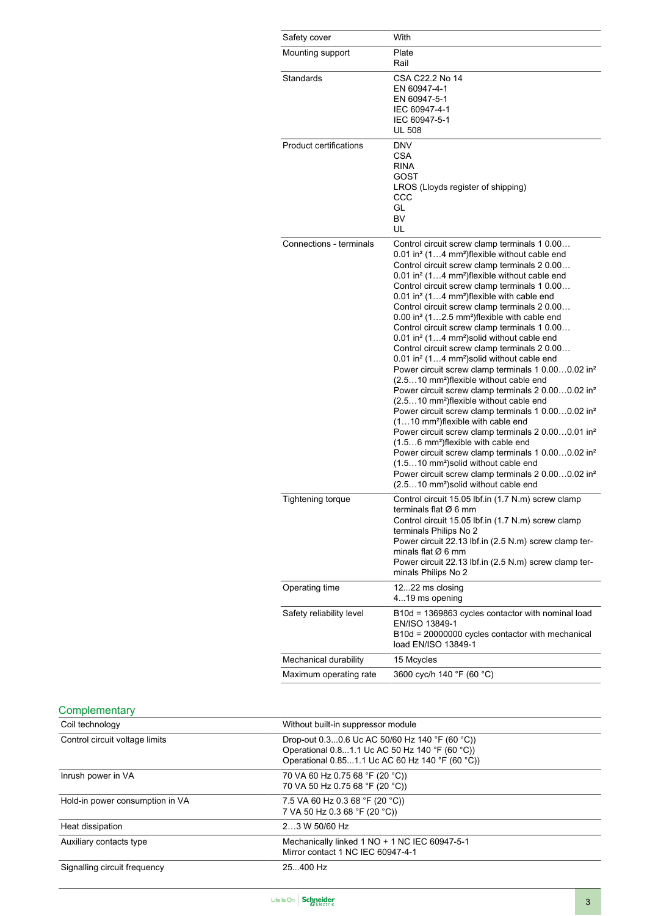| | |
|---|---|
| Safety cover | With |
| Mounting support | Plate<br>Rail |
| Standards | CSA C22.2 No 14<br>EN 60947-4-1<br>EN 60947-5-1<br>IEC 60947-4-1<br>IEC 60947-5-1<br>UL 508 |
| Product certifications | DNV<br>CSA<br>RINA<br>GOST<br>LROS (Lloyds register of shipping)<br>CCC<br>GL<br>BV<br>UL |
| Connections - terminals | Control circuit screw clamp terminals 1 0.00…0.01 in² (1…4 mm²)flexible without cable end<br>Control circuit screw clamp terminals 2 0.00…0.01 in² (1…4 mm²)flexible without cable end<br>Control circuit screw clamp terminals 1 0.00…0.01 in² (1…4 mm²)flexible with cable end<br>Control circuit screw clamp terminals 2 0.00…0.00 in² (1…2.5 mm²)flexible with cable end<br>Control circuit screw clamp terminals 1 0.00…0.01 in² (1…4 mm²)solid without cable end<br>Control circuit screw clamp terminals 2 0.00…0.01 in² (1…4 mm²)solid without cable end<br>Power circuit screw clamp terminals 1 0.00…0.02 in² (2.5…10 mm²)flexible without cable end<br>Power circuit screw clamp terminals 2 0.00…0.02 in² (2.5…10 mm²)flexible without cable end<br>Power circuit screw clamp terminals 1 0.00…0.02 in² (1…10 mm²)flexible with cable end<br>Power circuit screw clamp terminals 2 0.00…0.01 in² (1.5…6 mm²)flexible with cable end<br>Power circuit screw clamp terminals 1 0.00…0.02 in² (1.5…10 mm²)solid without cable end<br>Power circuit screw clamp terminals 2 0.00…0.02 in² (2.5…10 mm²)solid without cable end |
| Tightening torque | Control circuit 15.05 lbf.in (1.7 N.m) screw clamp terminals flat Ø 6 mm<br>Control circuit 15.05 lbf.in (1.7 N.m) screw clamp terminals Philips No 2<br>Power circuit 22.13 lbf.in (2.5 N.m) screw clamp terminals flat Ø 6 mm<br>Power circuit 22.13 lbf.in (2.5 N.m) screw clamp terminals Philips No 2 |
| Operating time | 12...22 ms closing<br>4...19 ms opening |
| Safety reliability level | B10d = 1369863 cycles contactor with nominal load EN/ISO 13849-1<br>B10d = 20000000 cycles contactor with mechanical load EN/ISO 13849-1 |
| Mechanical durability | 15 Mcycles |
| Maximum operating rate | 3600 cyc/h 140 °F (60 °C) |

## Complementary

| | |
|---|---|
| Coil technology | Without built-in suppressor module |
| Control circuit voltage limits | Drop-out 0.3...0.6 Uc AC 50/60 Hz 140 °F (60 °C))<br>Operational 0.8...1.1 Uc AC 50 Hz 140 °F (60 °C))<br>Operational 0.85...1.1 Uc AC 60 Hz 140 °F (60 °C)) |
| Inrush power in VA | 70 VA 60 Hz 0.75 68 °F (20 °C))<br>70 VA 50 Hz 0.75 68 °F (20 °C)) |
| Hold-in power consumption in VA | 7.5 VA 60 Hz 0.3 68 °F (20 °C))<br>7 VA 50 Hz 0.3 68 °F (20 °C)) |
| Heat dissipation | 2…3 W 50/60 Hz |
| Auxiliary contacts type | Mechanically linked 1 NO + 1 NC IEC 60947-5-1<br>Mirror contact 1 NC IEC 60947-4-1 |
| Signalling circuit frequency | 25...400 Hz |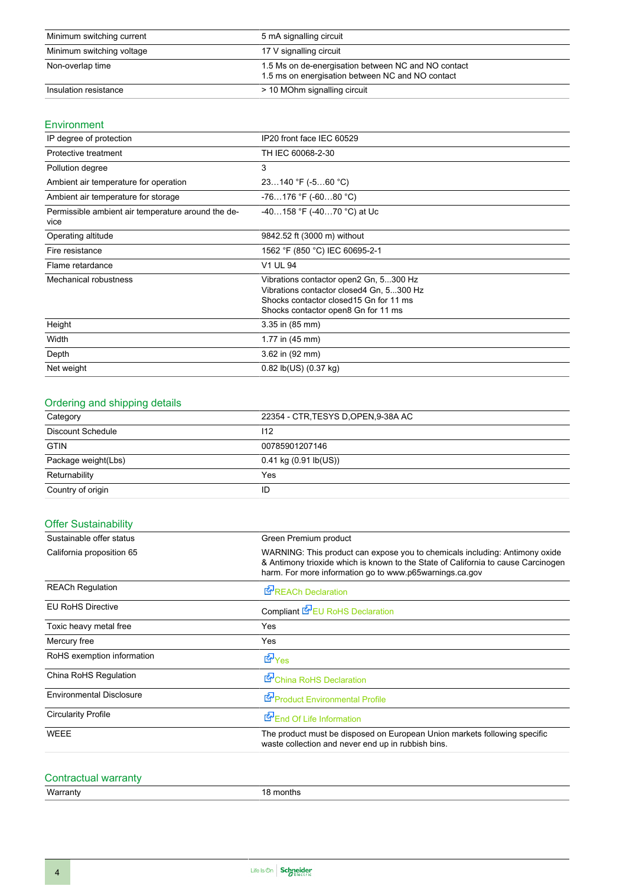| | |
|---|---|
| Minimum switching current | 5 mA signalling circuit |
| Minimum switching voltage | 17 V signalling circuit |
| Non-overlap time | 1.5 Ms on de-energisation between NC and NO contact<br>1.5 ms on energisation between NC and NO contact |
| Insulation resistance | > 10 MOhm signalling circuit |

## Environment

| | |
|---|---|
| IP degree of protection | IP20 front face IEC 60529 |
| Protective treatment | TH IEC 60068-2-30 |
| Pollution degree | 3 |
| Ambient air temperature for operation | 23…140 °F (-5…60 °C) |
| Ambient air temperature for storage | -76…176 °F (-60…80 °C) |
| Permissible ambient air temperature around the device | -40…158 °F (-40…70 °C) at Uc |
| Operating altitude | 9842.52 ft (3000 m) without |
| Fire resistance | 1562 °F (850 °C) IEC 60695-2-1 |
| Flame retardance | V1 UL 94 |
| Mechanical robustness | Vibrations contactor open2 Gn, 5...300 Hz<br>Vibrations contactor closed4 Gn, 5...300 Hz<br>Shocks contactor closed15 Gn for 11 ms<br>Shocks contactor open8 Gn for 11 ms |
| Height | 3.35 in (85 mm) |
| Width | 1.77 in (45 mm) |
| Depth | 3.62 in (92 mm) |
| Net weight | 0.82 lb(US) (0.37 kg) |

## Ordering and shipping details

| | |
|---|---|
| Category | 22354 - CTR,TESYS D,OPEN,9-38A AC |
| Discount Schedule | I12 |
| GTIN | 00785901207146 |
| Package weight(Lbs) | 0.41 kg (0.91 lb(US)) |
| Returnability | Yes |
| Country of origin | ID |

## Offer Sustainability

| | |
|---|---|
| Sustainable offer status | Green Premium product |
| California proposition 65 | WARNING: This product can expose you to chemicals including: Antimony oxide & Antimony trioxide which is known to the State of California to cause Carcinogen harm. For more information go to www.p65warnings.ca.gov |
| REACh Regulation | REACh Declaration |
| EU RoHS Directive | Compliant EU RoHS Declaration |
| Toxic heavy metal free | Yes |
| Mercury free | Yes |
| RoHS exemption information | Yes |
| China RoHS Regulation | China RoHS Declaration |
| Environmental Disclosure | Product Environmental Profile |
| Circularity Profile | End Of Life Information |
| WEEE | The product must be disposed on European Union markets following specific waste collection and never end up in rubbish bins. |

## Contractual warranty

| | |
|---|---|
| Warranty | 18 months |